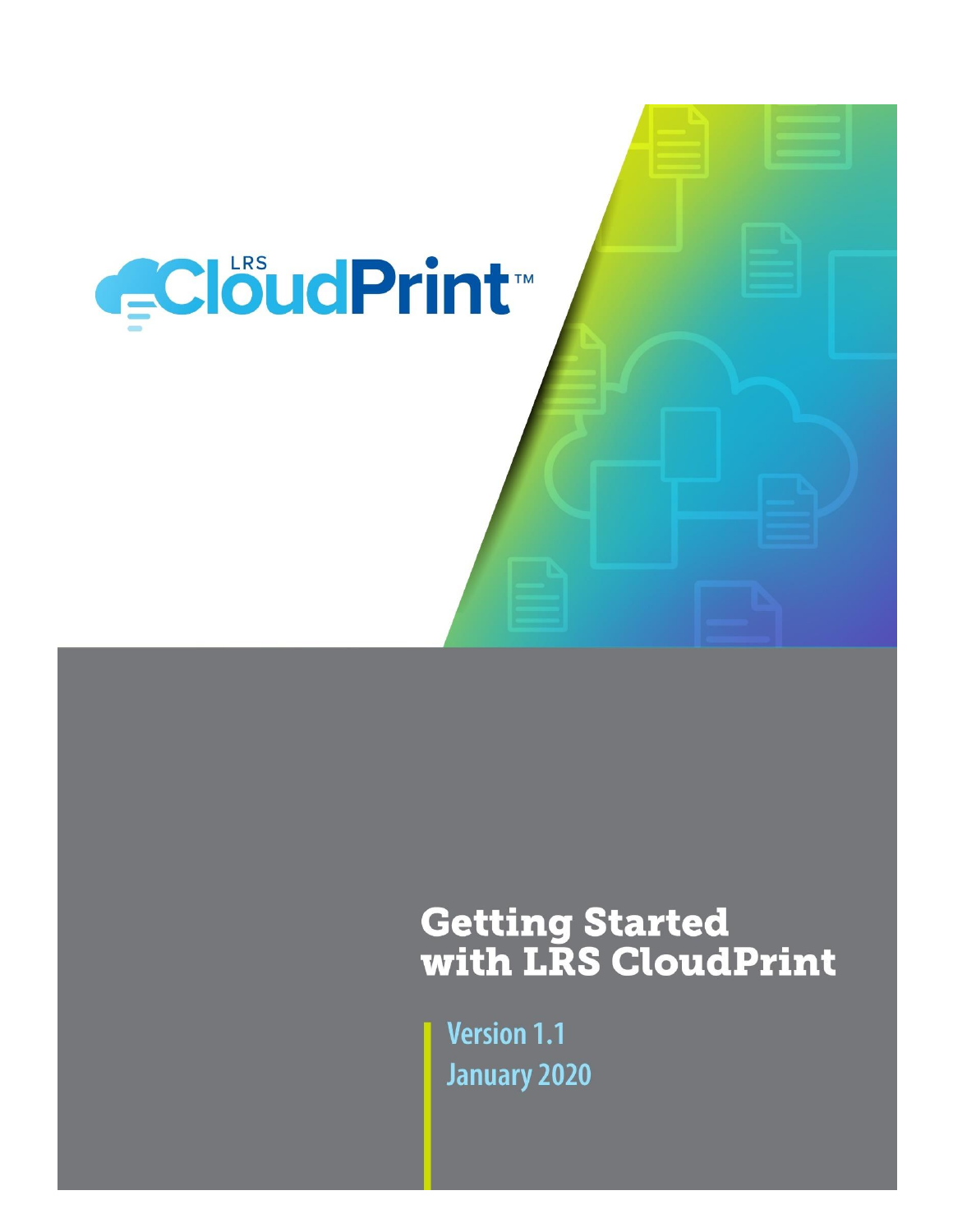LRS CloudPrint™

# Getting Started with LRS CloudPrint

**Version 1.1**
**January 2020**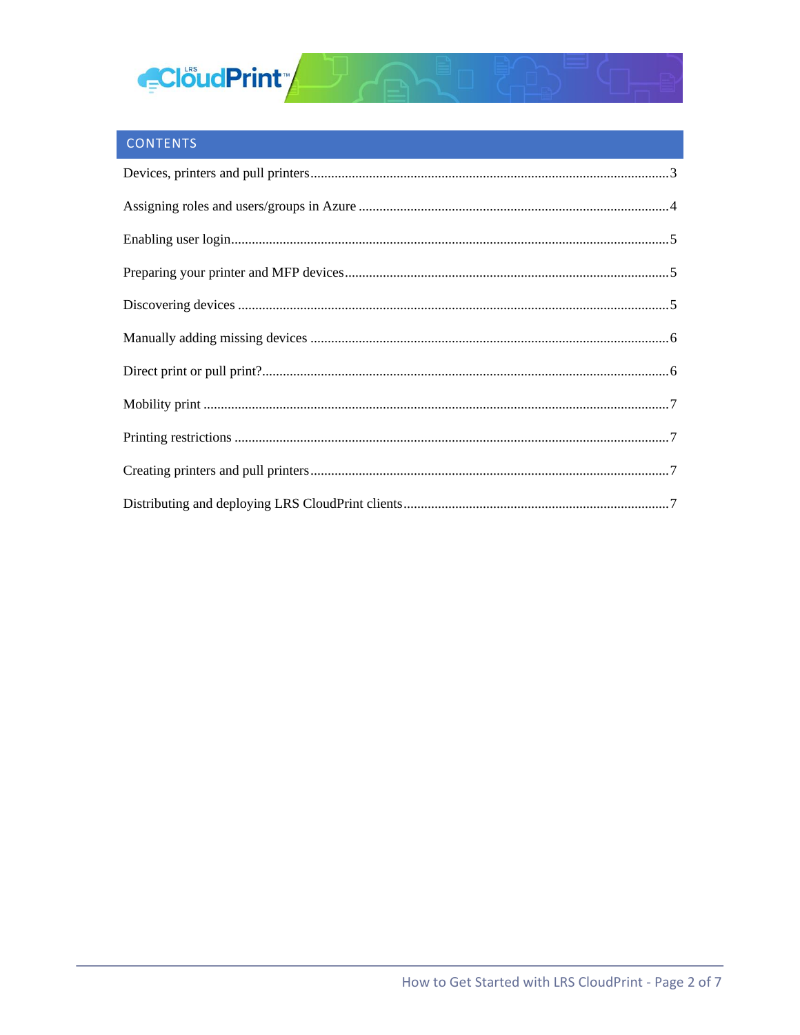## CONTENTS

Devices, printers and pull printers........................................................................................3

Assigning roles and users/groups in Azure ..........................................................................4

Enabling user login..............................................................................................................5

Preparing your printer and MFP devices.............................................................................5

Discovering devices ............................................................................................................5

Manually adding missing devices .......................................................................................6

Direct print or pull print?.....................................................................................................6

Mobility print ......................................................................................................................7

Printing restrictions .............................................................................................................7

Creating printers and pull printers........................................................................................7

Distributing and deploying LRS CloudPrint clients.............................................................7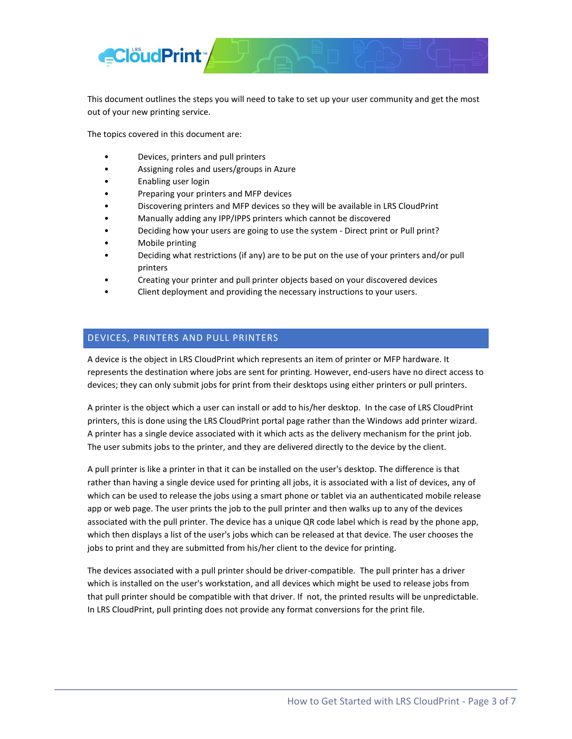This document outlines the steps you will need to take to set up your user community and get the most out of your new printing service.

The topics covered in this document are:

- Devices, printers and pull printers
- Assigning roles and users/groups in Azure
- Enabling user login
- Preparing your printers and MFP devices
- Discovering printers and MFP devices so they will be available in LRS CloudPrint
- Manually adding any IPP/IPPS printers which cannot be discovered
- Deciding how your users are going to use the system - Direct print or Pull print?
- Mobile printing
- Deciding what restrictions (if any) are to be put on the use of your printers and/or pull printers
- Creating your printer and pull printer objects based on your discovered devices
- Client deployment and providing the necessary instructions to your users.

## DEVICES, PRINTERS AND PULL PRINTERS

A device is the object in LRS CloudPrint which represents an item of printer or MFP hardware. It represents the destination where jobs are sent for printing. However, end-users have no direct access to devices; they can only submit jobs for print from their desktops using either printers or pull printers.

A printer is the object which a user can install or add to his/her desktop. In the case of LRS CloudPrint printers, this is done using the LRS CloudPrint portal page rather than the Windows add printer wizard. A printer has a single device associated with it which acts as the delivery mechanism for the print job. The user submits jobs to the printer, and they are delivered directly to the device by the client.

A pull printer is like a printer in that it can be installed on the user's desktop. The difference is that rather than having a single device used for printing all jobs, it is associated with a list of devices, any of which can be used to release the jobs using a smart phone or tablet via an authenticated mobile release app or web page. The user prints the job to the pull printer and then walks up to any of the devices associated with the pull printer. The device has a unique QR code label which is read by the phone app, which then displays a list of the user's jobs which can be released at that device. The user chooses the jobs to print and they are submitted from his/her client to the device for printing.

The devices associated with a pull printer should be driver-compatible. The pull printer has a driver which is installed on the user's workstation, and all devices which might be used to release jobs from that pull printer should be compatible with that driver. If not, the printed results will be unpredictable. In LRS CloudPrint, pull printing does not provide any format conversions for the print file.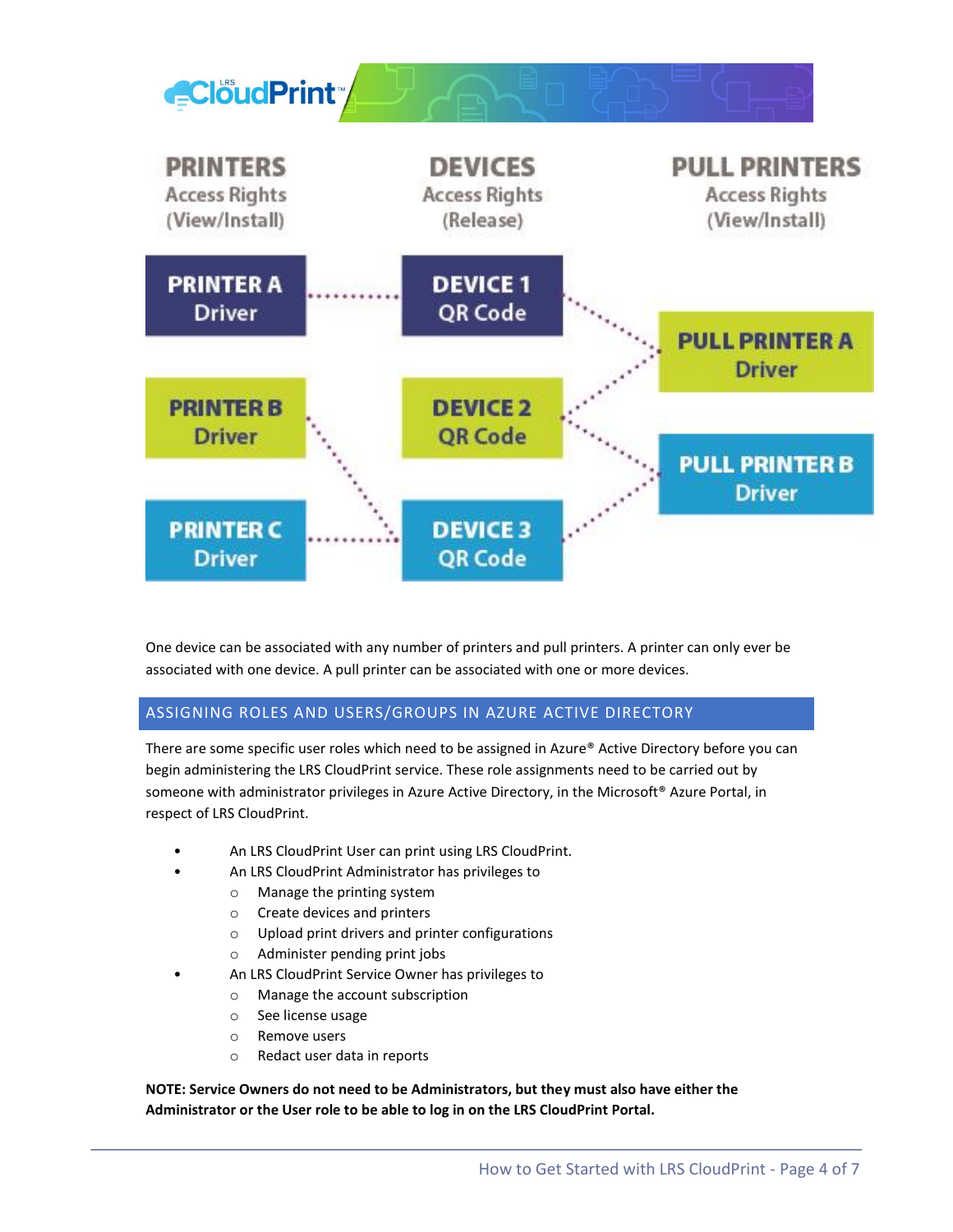PRINTERS
Access Rights
(View/Install)

DEVICES
Access Rights
(Release)

PULL PRINTERS
Access Rights
(View/Install)

PRINTER A
Driver

DEVICE 1
QR Code

PULL PRINTER A
Driver

PRINTER B
Driver

DEVICE 2
QR Code

PULL PRINTER B
Driver

PRINTER C
Driver

DEVICE 3
QR Code

One device can be associated with any number of printers and pull printers. A printer can only ever be associated with one device. A pull printer can be associated with one or more devices.

## ASSIGNING ROLES AND USERS/GROUPS IN AZURE ACTIVE DIRECTORY

There are some specific user roles which need to be assigned in Azure® Active Directory before you can begin administering the LRS CloudPrint service. These role assignments need to be carried out by someone with administrator privileges in Azure Active Directory, in the Microsoft® Azure Portal, in respect of LRS CloudPrint.

- An LRS CloudPrint User can print using LRS CloudPrint.
- An LRS CloudPrint Administrator has privileges to
    - Manage the printing system
    - Create devices and printers
    - Upload print drivers and printer configurations
    - Administer pending print jobs
- An LRS CloudPrint Service Owner has privileges to
    - Manage the account subscription
    - See license usage
    - Remove users
    - Redact user data in reports

**NOTE: Service Owners do not need to be Administrators, but they must also have either the Administrator or the User role to be able to log in on the LRS CloudPrint Portal.**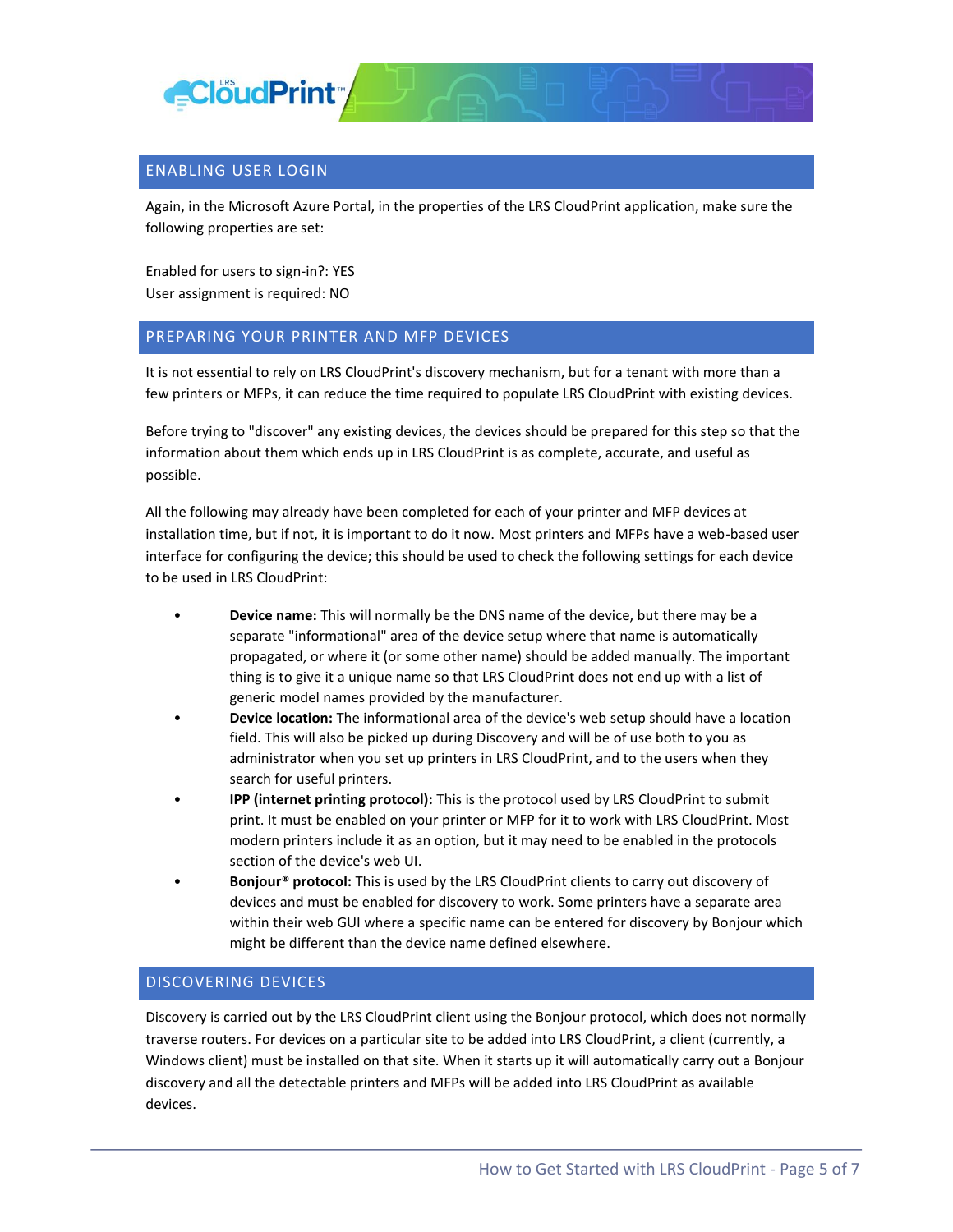## ENABLING USER LOGIN

Again, in the Microsoft Azure Portal, in the properties of the LRS CloudPrint application, make sure the following properties are set:

Enabled for users to sign-in?: YES
User assignment is required: NO

## PREPARING YOUR PRINTER AND MFP DEVICES

It is not essential to rely on LRS CloudPrint's discovery mechanism, but for a tenant with more than a few printers or MFPs, it can reduce the time required to populate LRS CloudPrint with existing devices.

Before trying to "discover" any existing devices, the devices should be prepared for this step so that the information about them which ends up in LRS CloudPrint is as complete, accurate, and useful as possible.

All the following may already have been completed for each of your printer and MFP devices at installation time, but if not, it is important to do it now. Most printers and MFPs have a web-based user interface for configuring the device; this should be used to check the following settings for each device to be used in LRS CloudPrint:

- **Device name:** This will normally be the DNS name of the device, but there may be a separate "informational" area of the device setup where that name is automatically propagated, or where it (or some other name) should be added manually. The important thing is to give it a unique name so that LRS CloudPrint does not end up with a list of generic model names provided by the manufacturer.
- **Device location:** The informational area of the device's web setup should have a location field. This will also be picked up during Discovery and will be of use both to you as administrator when you set up printers in LRS CloudPrint, and to the users when they search for useful printers.
- **IPP (internet printing protocol):** This is the protocol used by LRS CloudPrint to submit print. It must be enabled on your printer or MFP for it to work with LRS CloudPrint. Most modern printers include it as an option, but it may need to be enabled in the protocols section of the device's web UI.
- **Bonjour® protocol:** This is used by the LRS CloudPrint clients to carry out discovery of devices and must be enabled for discovery to work. Some printers have a separate area within their web GUI where a specific name can be entered for discovery by Bonjour which might be different than the device name defined elsewhere.

## DISCOVERING DEVICES

Discovery is carried out by the LRS CloudPrint client using the Bonjour protocol, which does not normally traverse routers. For devices on a particular site to be added into LRS CloudPrint, a client (currently, a Windows client) must be installed on that site. When it starts up it will automatically carry out a Bonjour discovery and all the detectable printers and MFPs will be added into LRS CloudPrint as available devices.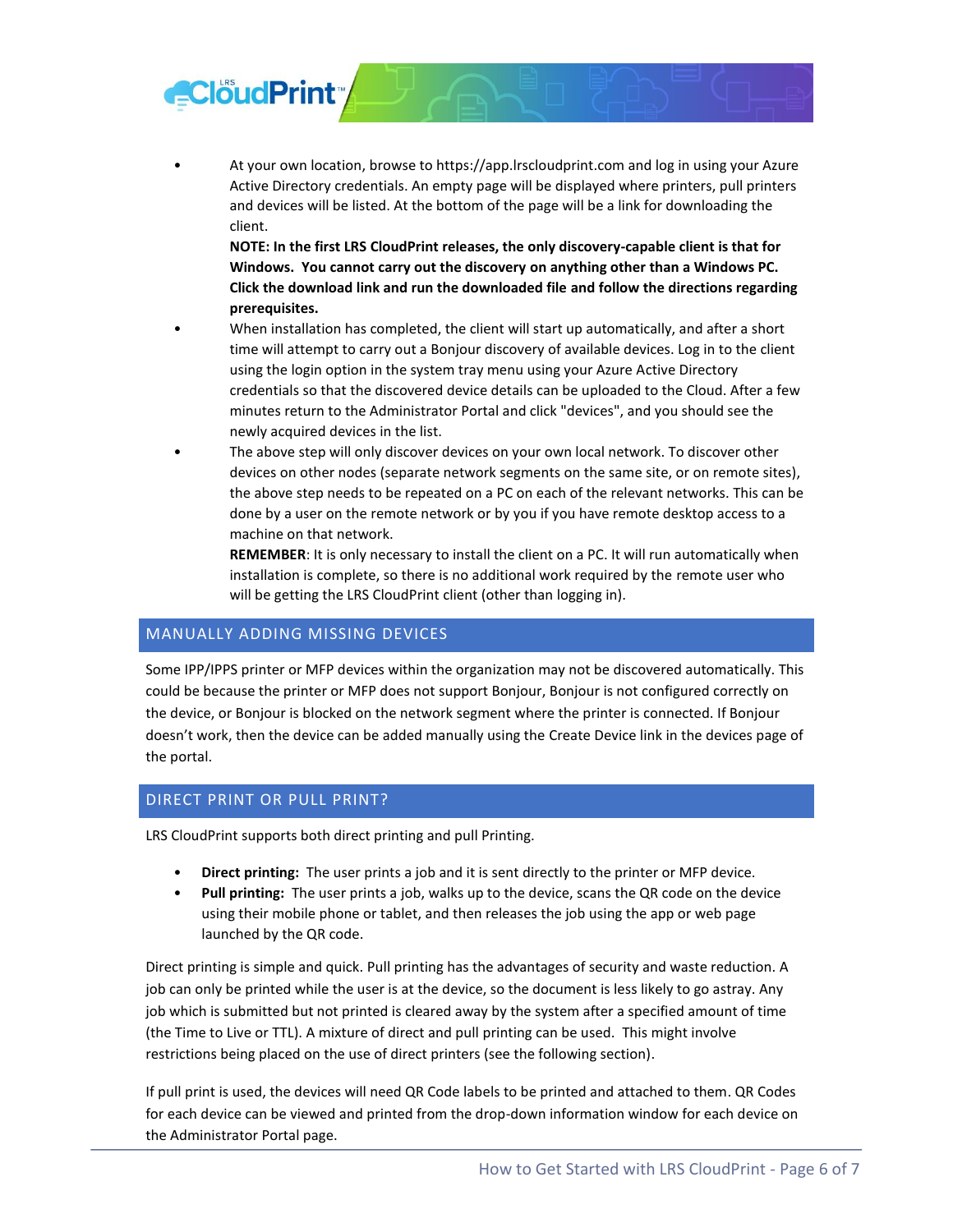- At your own location, browse to https://app.lrscloudprint.com and log in using your Azure Active Directory credentials. An empty page will be displayed where printers, pull printers and devices will be listed. At the bottom of the page will be a link for downloading the client.
  **NOTE: In the first LRS CloudPrint releases, the only discovery-capable client is that for Windows. You cannot carry out the discovery on anything other than a Windows PC. Click the download link and run the downloaded file and follow the directions regarding prerequisites.**
- When installation has completed, the client will start up automatically, and after a short time will attempt to carry out a Bonjour discovery of available devices. Log in to the client using the login option in the system tray menu using your Azure Active Directory credentials so that the discovered device details can be uploaded to the Cloud. After a few minutes return to the Administrator Portal and click "devices", and you should see the newly acquired devices in the list.
- The above step will only discover devices on your own local network. To discover other devices on other nodes (separate network segments on the same site, or on remote sites), the above step needs to be repeated on a PC on each of the relevant networks. This can be done by a user on the remote network or by you if you have remote desktop access to a machine on that network.
  **REMEMBER**: It is only necessary to install the client on a PC. It will run automatically when installation is complete, so there is no additional work required by the remote user who will be getting the LRS CloudPrint client (other than logging in).

## MANUALLY ADDING MISSING DEVICES

Some IPP/IPPS printer or MFP devices within the organization may not be discovered automatically. This could be because the printer or MFP does not support Bonjour, Bonjour is not configured correctly on the device, or Bonjour is blocked on the network segment where the printer is connected. If Bonjour doesn't work, then the device can be added manually using the Create Device link in the devices page of the portal.

## DIRECT PRINT OR PULL PRINT?

LRS CloudPrint supports both direct printing and pull Printing.

- **Direct printing:** The user prints a job and it is sent directly to the printer or MFP device.
- **Pull printing:** The user prints a job, walks up to the device, scans the QR code on the device using their mobile phone or tablet, and then releases the job using the app or web page launched by the QR code.

Direct printing is simple and quick. Pull printing has the advantages of security and waste reduction. A job can only be printed while the user is at the device, so the document is less likely to go astray. Any job which is submitted but not printed is cleared away by the system after a specified amount of time (the Time to Live or TTL). A mixture of direct and pull printing can be used. This might involve restrictions being placed on the use of direct printers (see the following section).

If pull print is used, the devices will need QR Code labels to be printed and attached to them. QR Codes for each device can be viewed and printed from the drop-down information window for each device on the Administrator Portal page.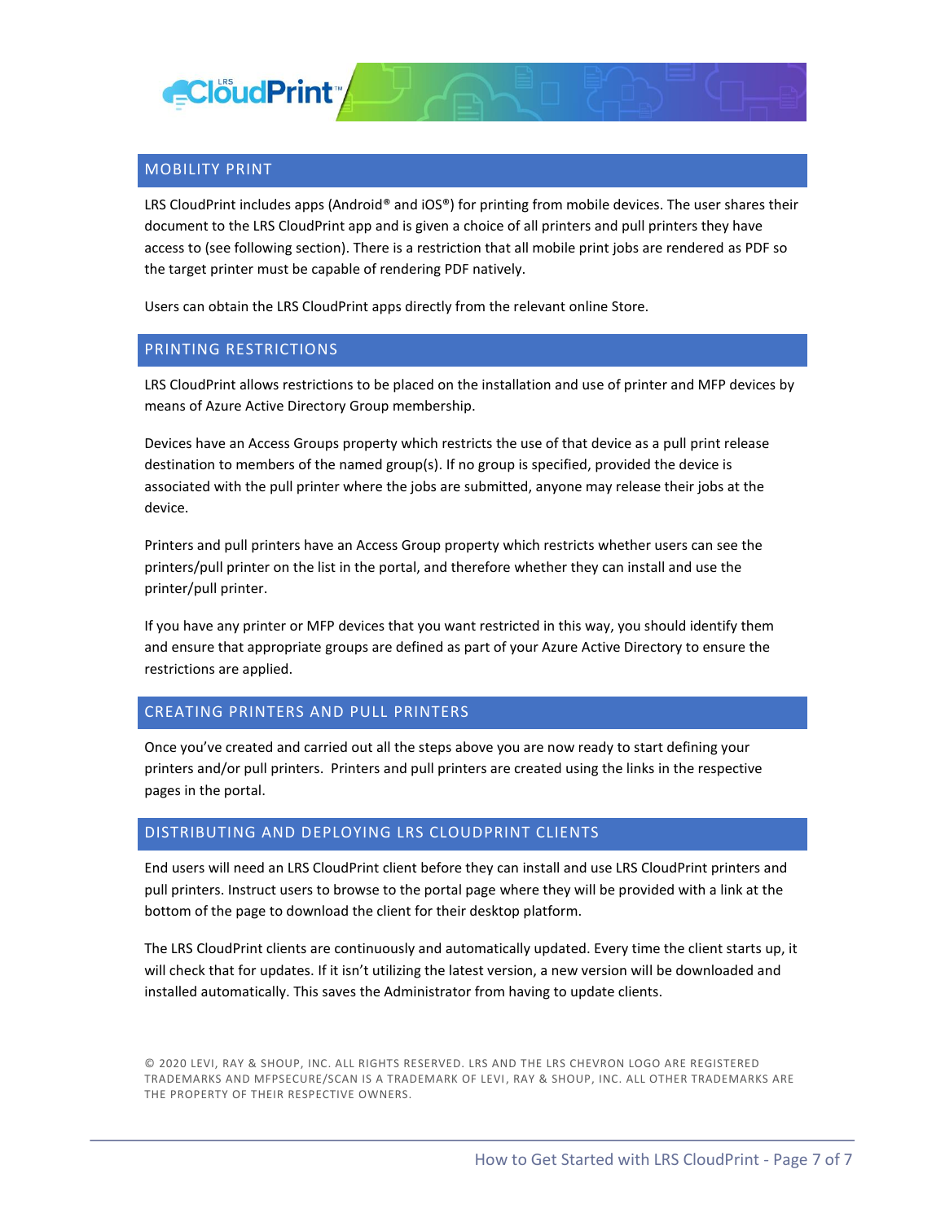## MOBILITY PRINT

LRS CloudPrint includes apps (Android® and iOS®) for printing from mobile devices. The user shares their document to the LRS CloudPrint app and is given a choice of all printers and pull printers they have access to (see following section). There is a restriction that all mobile print jobs are rendered as PDF so the target printer must be capable of rendering PDF natively.

Users can obtain the LRS CloudPrint apps directly from the relevant online Store.

## PRINTING RESTRICTIONS

LRS CloudPrint allows restrictions to be placed on the installation and use of printer and MFP devices by means of Azure Active Directory Group membership.

Devices have an Access Groups property which restricts the use of that device as a pull print release destination to members of the named group(s). If no group is specified, provided the device is associated with the pull printer where the jobs are submitted, anyone may release their jobs at the device.

Printers and pull printers have an Access Group property which restricts whether users can see the printers/pull printer on the list in the portal, and therefore whether they can install and use the printer/pull printer.

If you have any printer or MFP devices that you want restricted in this way, you should identify them and ensure that appropriate groups are defined as part of your Azure Active Directory to ensure the restrictions are applied.

## CREATING PRINTERS AND PULL PRINTERS

Once you've created and carried out all the steps above you are now ready to start defining your printers and/or pull printers. Printers and pull printers are created using the links in the respective pages in the portal.

## DISTRIBUTING AND DEPLOYING LRS CLOUDPRINT CLIENTS

End users will need an LRS CloudPrint client before they can install and use LRS CloudPrint printers and pull printers. Instruct users to browse to the portal page where they will be provided with a link at the bottom of the page to download the client for their desktop platform.

The LRS CloudPrint clients are continuously and automatically updated. Every time the client starts up, it will check that for updates. If it isn't utilizing the latest version, a new version will be downloaded and installed automatically. This saves the Administrator from having to update clients.

© 2020 LEVI, RAY & SHOUP, INC. ALL RIGHTS RESERVED. LRS AND THE LRS CHEVRON LOGO ARE REGISTERED TRADEMARKS AND MFPSECURE/SCAN IS A TRADEMARK OF LEVI, RAY & SHOUP, INC. ALL OTHER TRADEMARKS ARE THE PROPERTY OF THEIR RESPECTIVE OWNERS.